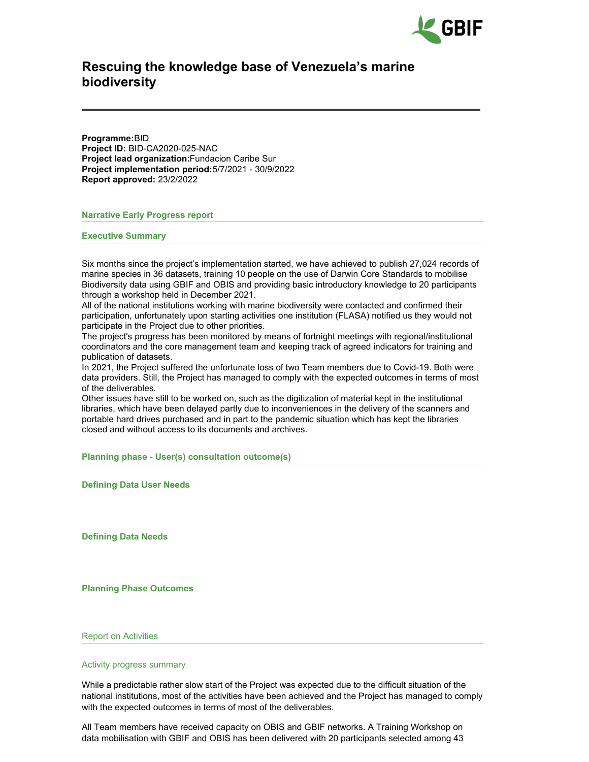# Rescuing the knowledge base of Venezuela's marine biodiversity

**Programme:** BID
**Project ID:** BID-CA2020-025-NAC
**Project lead organization:** Fundacion Caribe Sur
**Project implementation period:** 5/7/2021 - 30/9/2022
**Report approved:** 23/2/2022

## Narrative Early Progress report

### Executive Summary

Six months since the project's implementation started, we have achieved to publish 27,024 records of marine species in 36 datasets, training 10 people on the use of Darwin Core Standards to mobilise Biodiversity data using GBIF and OBIS and providing basic introductory knowledge to 20 participants through a workshop held in December 2021.
All of the national institutions working with marine biodiversity were contacted and confirmed their participation, unfortunately upon starting activities one institution (FLASA) notified us they would not participate in the Project due to other priorities.
The project's progress has been monitored by means of fortnight meetings with regional/institutional coordinators and the core management team and keeping track of agreed indicators for training and publication of datasets.
In 2021, the Project suffered the unfortunate loss of two Team members due to Covid-19. Both were data providers. Still, the Project has managed to comply with the expected outcomes in terms of most of the deliverables.
Other issues have still to be worked on, such as the digitization of material kept in the institutional libraries, which have been delayed partly due to inconveniences in the delivery of the scanners and portable hard drives purchased and in part to the pandemic situation which has kept the libraries closed and without access to its documents and archives.

### Planning phase - User(s) consultation outcome(s)

#### Defining Data User Needs

#### Defining Data Needs

#### Planning Phase Outcomes

### Report on Activities

#### Activity progress summary

While a predictable rather slow start of the Project was expected due to the difficult situation of the national institutions, most of the activities have been achieved and the Project has managed to comply with the expected outcomes in terms of most of the deliverables.

All Team members have received capacity on OBIS and GBIF networks. A Training Workshop on data mobilisation with GBIF and OBIS has been delivered with 20 participants selected among 43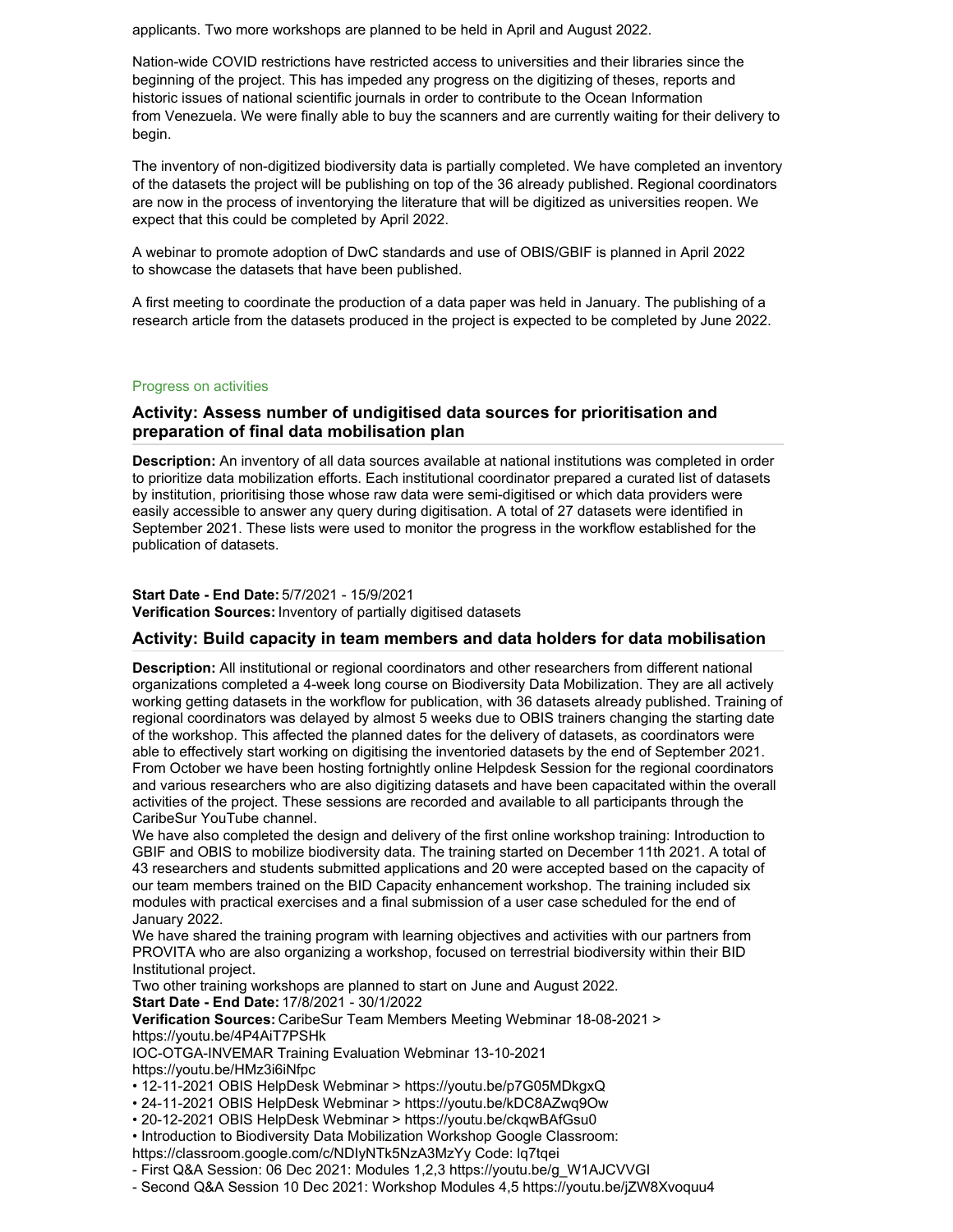applicants. Two more workshops are planned to be held in April and August 2022.

Nation-wide COVID restrictions have restricted access to universities and their libraries since the beginning of the project. This has impeded any progress on the digitizing of theses, reports and historic issues of national scientific journals in order to contribute to the Ocean Information from Venezuela. We were finally able to buy the scanners and are currently waiting for their delivery to begin.

The inventory of non-digitized biodiversity data is partially completed. We have completed an inventory of the datasets the project will be publishing on top of the 36 already published. Regional coordinators are now in the process of inventorying the literature that will be digitized as universities reopen. We expect that this could be completed by April 2022.

A webinar to promote adoption of DwC standards and use of OBIS/GBIF is planned in April 2022 to showcase the datasets that have been published.

A first meeting to coordinate the production of a data paper was held in January. The publishing of a research article from the datasets produced in the project is expected to be completed by June 2022.

Progress on activities

### Activity: Assess number of undigitised data sources for prioritisation and preparation of final data mobilisation plan

**Description:** An inventory of all data sources available at national institutions was completed in order to prioritize data mobilization efforts. Each institutional coordinator prepared a curated list of datasets by institution, prioritising those whose raw data were semi-digitised or which data providers were easily accessible to answer any query during digitisation. A total of 27 datasets were identified in September 2021. These lists were used to monitor the progress in the workflow established for the publication of datasets.

**Start Date - End Date:** 5/7/2021 - 15/9/2021
**Verification Sources:** Inventory of partially digitised datasets

### Activity: Build capacity in team members and data holders for data mobilisation

**Description:** All institutional or regional coordinators and other researchers from different national organizations completed a 4-week long course on Biodiversity Data Mobilization. They are all actively working getting datasets in the workflow for publication, with 36 datasets already published. Training of regional coordinators was delayed by almost 5 weeks due to OBIS trainers changing the starting date of the workshop. This affected the planned dates for the delivery of datasets, as coordinators were able to effectively start working on digitising the inventoried datasets by the end of September 2021. From October we have been hosting fortnightly online Helpdesk Session for the regional coordinators and various researchers who are also digitizing datasets and have been capacitated within the overall activities of the project. These sessions are recorded and available to all participants through the CaribeSur YouTube channel.
We have also completed the design and delivery of the first online workshop training: Introduction to GBIF and OBIS to mobilize biodiversity data. The training started on December 11th 2021. A total of 43 researchers and students submitted applications and 20 were accepted based on the capacity of our team members trained on the BID Capacity enhancement workshop. The training included six modules with practical exercises and a final submission of a user case scheduled for the end of January 2022.
We have shared the training program with learning objectives and activities with our partners from PROVITA who are also organizing a workshop, focused on terrestrial biodiversity within their BID Institutional project.
Two other training workshops are planned to start on June and August 2022.
**Start Date - End Date:** 17/8/2021 - 30/1/2022
**Verification Sources:** CaribeSur Team Members Meeting Webminar 18-08-2021 > https://youtu.be/4P4AiT7PSHk
IOC-OTGA-INVEMAR Training Evaluation Webminar 13-10-2021
https://youtu.be/HMz3i6iNfpc
• 12-11-2021 OBIS HelpDesk Webminar > https://youtu.be/p7G05MDkgxQ
• 24-11-2021 OBIS HelpDesk Webminar > https://youtu.be/kDC8AZwq9Ow
• 20-12-2021 OBIS HelpDesk Webminar > https://youtu.be/ckqwBAfGsu0
• Introduction to Biodiversity Data Mobilization Workshop Google Classroom:
https://classroom.google.com/c/NDIyNTk5NzA3MzYy Code: lq7tqei
- First Q&A Session: 06 Dec 2021: Modules 1,2,3 https://youtu.be/g_W1AJCVVGI
- Second Q&A Session 10 Dec 2021: Workshop Modules 4,5 https://youtu.be/jZW8Xvoquu4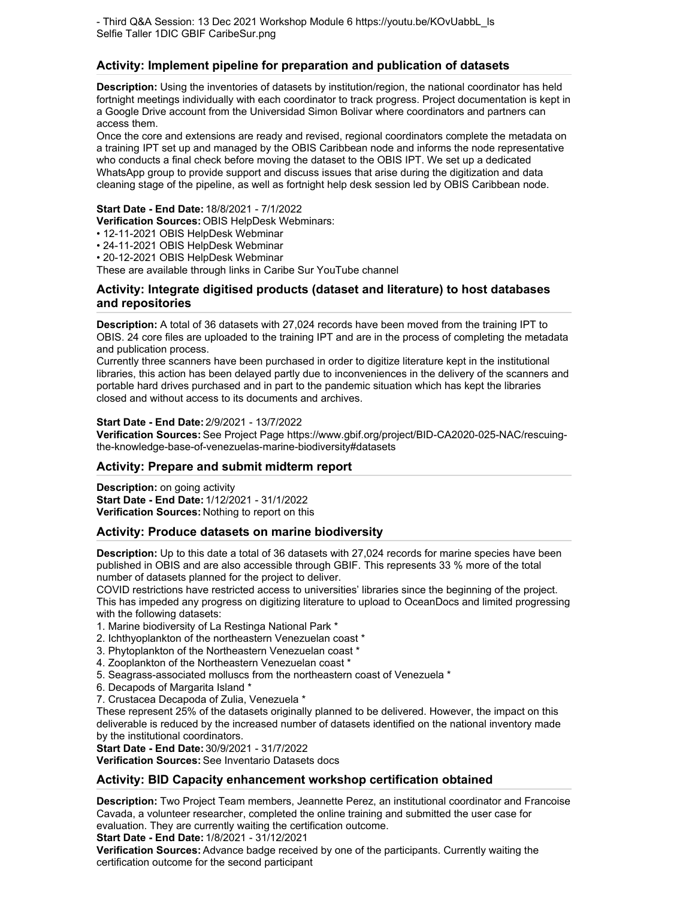- Third Q&A Session: 13 Dec 2021 Workshop Module 6 https://youtu.be/KOvUabbL_ls
Selfie Taller 1DIC GBIF CaribeSur.png

### Activity: Implement pipeline for preparation and publication of datasets

**Description:** Using the inventories of datasets by institution/region, the national coordinator has held fortnight meetings individually with each coordinator to track progress. Project documentation is kept in a Google Drive account from the Universidad Simon Bolivar where coordinators and partners can access them.
Once the core and extensions are ready and revised, regional coordinators complete the metadata on a training IPT set up and managed by the OBIS Caribbean node and informs the node representative who conducts a final check before moving the dataset to the OBIS IPT. We set up a dedicated WhatsApp group to provide support and discuss issues that arise during the digitization and data cleaning stage of the pipeline, as well as fortnight help desk session led by OBIS Caribbean node.

**Start Date - End Date:** 18/8/2021 - 7/1/2022
**Verification Sources:** OBIS HelpDesk Webminars:
• 12-11-2021 OBIS HelpDesk Webminar
• 24-11-2021 OBIS HelpDesk Webminar
• 20-12-2021 OBIS HelpDesk Webminar
These are available through links in Caribe Sur YouTube channel

### Activity: Integrate digitised products (dataset and literature) to host databases and repositories

**Description:** A total of 36 datasets with 27,024 records have been moved from the training IPT to OBIS. 24 core files are uploaded to the training IPT and are in the process of completing the metadata and publication process.
Currently three scanners have been purchased in order to digitize literature kept in the institutional libraries, this action has been delayed partly due to inconveniences in the delivery of the scanners and portable hard drives purchased and in part to the pandemic situation which has kept the libraries closed and without access to its documents and archives.

**Start Date - End Date:** 2/9/2021 - 13/7/2022
**Verification Sources:** See Project Page https://www.gbif.org/project/BID-CA2020-025-NAC/rescuing-the-knowledge-base-of-venezuelas-marine-biodiversity#datasets

### Activity: Prepare and submit midterm report

**Description:** on going activity
**Start Date - End Date:** 1/12/2021 - 31/1/2022
**Verification Sources:** Nothing to report on this

### Activity: Produce datasets on marine biodiversity

**Description:** Up to this date a total of 36 datasets with 27,024 records for marine species have been published in OBIS and are also accessible through GBIF. This represents 33 % more of the total number of datasets planned for the project to deliver.
COVID restrictions have restricted access to universities' libraries since the beginning of the project. This has impeded any progress on digitizing literature to upload to OceanDocs and limited progressing with the following datasets:
1. Marine biodiversity of La Restinga National Park *
2. Ichthyoplankton of the northeastern Venezuelan coast *
3. Phytoplankton of the Northeastern Venezuelan coast *
4. Zooplankton of the Northeastern Venezuelan coast *
5. Seagrass-associated molluscs from the northeastern coast of Venezuela *
6. Decapods of Margarita Island *
7. Crustacea Decapoda of Zulia, Venezuela *

These represent 25% of the datasets originally planned to be delivered. However, the impact on this deliverable is reduced by the increased number of datasets identified on the national inventory made by the institutional coordinators.
**Start Date - End Date:** 30/9/2021 - 31/7/2022
**Verification Sources:** See Inventario Datasets docs

### Activity: BID Capacity enhancement workshop certification obtained

**Description:** Two Project Team members, Jeannette Perez, an institutional coordinator and Francoise Cavada, a volunteer researcher, completed the online training and submitted the user case for evaluation. They are currently waiting the certification outcome.
**Start Date - End Date:** 1/8/2021 - 31/12/2021
**Verification Sources:** Advance badge received by one of the participants. Currently waiting the certification outcome for the second participant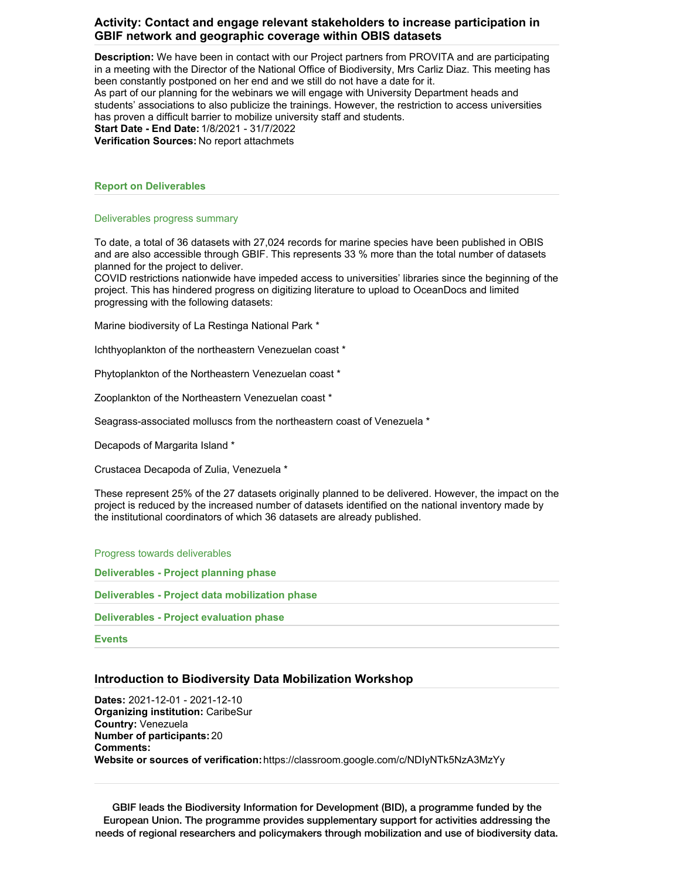### Activity: Contact and engage relevant stakeholders to increase participation in GBIF network and geographic coverage within OBIS datasets

**Description:** We have been in contact with our Project partners from PROVITA and are participating in a meeting with the Director of the National Office of Biodiversity, Mrs Carliz Diaz. This meeting has been constantly postponed on her end and we still do not have a date for it.
As part of our planning for the webinars we will engage with University Department heads and students' associations to also publicize the trainings. However, the restriction to access universities has proven a difficult barrier to mobilize university staff and students.
**Start Date - End Date:** 1/8/2021 - 31/7/2022
**Verification Sources:** No report attachmets

## Report on Deliverables

### Deliverables progress summary

To date, a total of 36 datasets with 27,024 records for marine species have been published in OBIS and are also accessible through GBIF. This represents 33 % more than the total number of datasets planned for the project to deliver.
COVID restrictions nationwide have impeded access to universities' libraries since the beginning of the project. This has hindered progress on digitizing literature to upload to OceanDocs and limited progressing with the following datasets:

Marine biodiversity of La Restinga National Park *

Ichthyoplankton of the northeastern Venezuelan coast *

Phytoplankton of the Northeastern Venezuelan coast *

Zooplankton of the Northeastern Venezuelan coast *

Seagrass-associated molluscs from the northeastern coast of Venezuela *

Decapods of Margarita Island *

Crustacea Decapoda of Zulia, Venezuela *

These represent 25% of the 27 datasets originally planned to be delivered. However, the impact on the project is reduced by the increased number of datasets identified on the national inventory made by the institutional coordinators of which 36 datasets are already published.

### Progress towards deliverables

**Deliverables - Project planning phase**

**Deliverables - Project data mobilization phase**

**Deliverables - Project evaluation phase**

**Events**

### Introduction to Biodiversity Data Mobilization Workshop

**Dates:** 2021-12-01 - 2021-12-10
**Organizing institution:** CaribeSur
**Country:** Venezuela
**Number of participants:** 20
**Comments:**
**Website or sources of verification:** https://classroom.google.com/c/NDIyNTk5NzA3MzYy

GBIF leads the Biodiversity Information for Development (BID), a programme funded by the European Union. The programme provides supplementary support for activities addressing the needs of regional researchers and policymakers through mobilization and use of biodiversity data.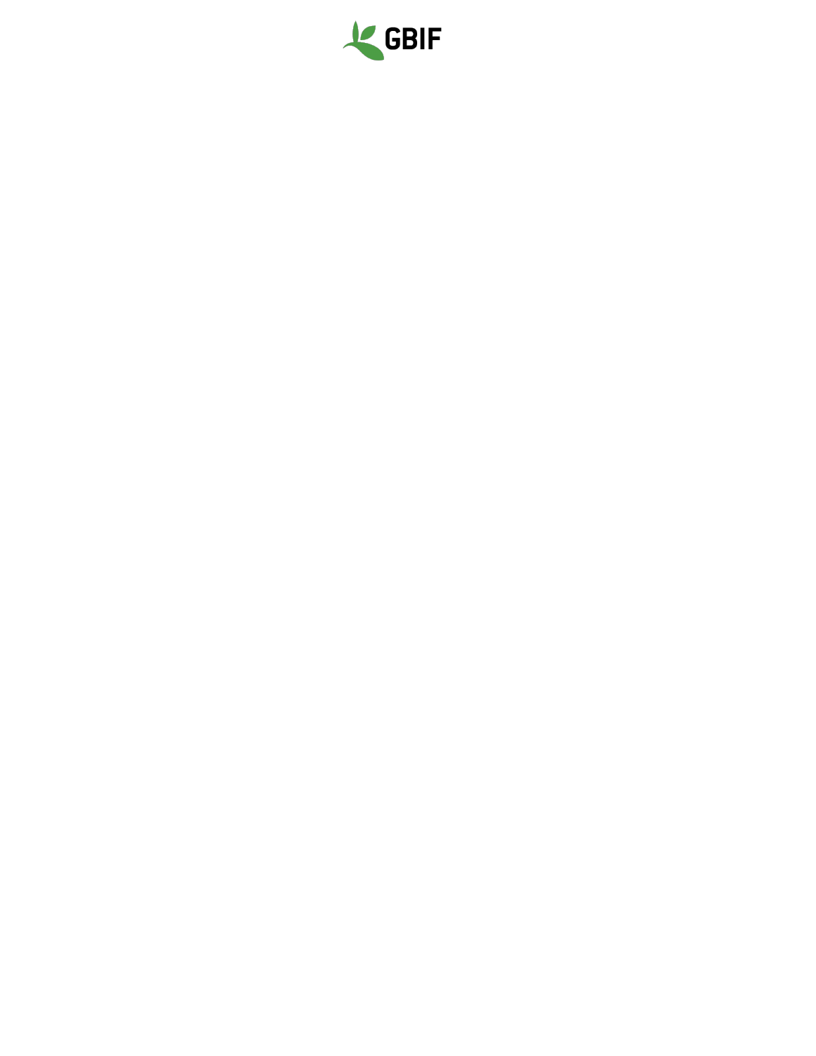GBIF